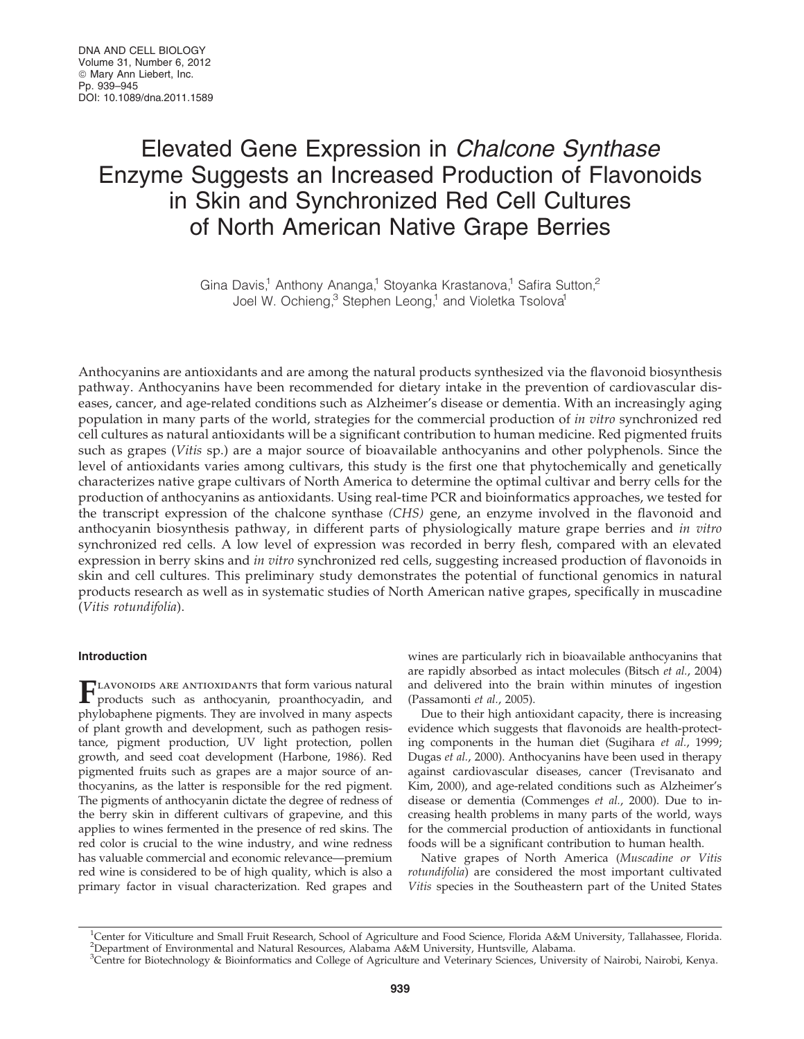# Elevated Gene Expression in *Chalcone Synthase* Enzyme Suggests an Increased Production of Flavonoids in Skin and Synchronized Red Cell Cultures of North American Native Grape Berries

Gina Davis,[1] Anthony Ananga,[1] Stoyanka Krastanova,[1] Safira Sutton,[2] Joel W. Ochieng,[3] Stephen Leong,[1] and Violetka Tsolova[1]

Anthocyanins are antioxidants and are among the natural products synthesized via the flavonoid biosynthesis pathway. Anthocyanins have been recommended for dietary intake in the prevention of cardiovascular diseases, cancer, and age-related conditions such as Alzheimer's disease or dementia. With an increasingly aging population in many parts of the world, strategies for the commercial production of *in vitro* synchronized red cell cultures as natural antioxidants will be a significant contribution to human medicine. Red pigmented fruits such as grapes (*Vitis* sp.) are a major source of bioavailable anthocyanins and other polyphenols. Since the level of antioxidants varies among cultivars, this study is the first one that phytochemically and genetically characterizes native grape cultivars of North America to determine the optimal cultivar and berry cells for the production of anthocyanins as antioxidants. Using real-time PCR and bioinformatics approaches, we tested for the transcript expression of the chalcone synthase *(CHS)* gene, an enzyme involved in the flavonoid and anthocyanin biosynthesis pathway, in different parts of physiologically mature grape berries and *in vitro* synchronized red cells. A low level of expression was recorded in berry flesh, compared with an elevated expression in berry skins and *in vitro* synchronized red cells, suggesting increased production of flavonoids in skin and cell cultures. This preliminary study demonstrates the potential of functional genomics in natural products research as well as in systematic studies of North American native grapes, specifically in muscadine (*Vitis rotundifolia*).

## Introduction

Flavonoids are antioxidants that form various natural products such as anthocyanin, proanthocyadin, and phylobaphene pigments. They are involved in many aspects of plant growth and development, such as pathogen resistance, pigment production, UV light protection, pollen growth, and seed coat development (Harbone, 1986). Red pigmented fruits such as grapes are a major source of anthocyanins, as the latter is responsible for the red pigment. The pigments of anthocyanin dictate the degree of redness of the berry skin in different cultivars of grapevine, and this applies to wines fermented in the presence of red skins. The red color is crucial to the wine industry, and wine redness has valuable commercial and economic relevance—premium red wine is considered to be of high quality, which is also a primary factor in visual characterization. Red grapes and wines are particularly rich in bioavailable anthocyanins that are rapidly absorbed as intact molecules (Bitsch *et al.*, 2004) and delivered into the brain within minutes of ingestion (Passamonti *et al.*, 2005).

Due to their high antioxidant capacity, there is increasing evidence which suggests that flavonoids are health-protecting components in the human diet (Sugihara *et al.*, 1999; Dugas *et al.*, 2000). Anthocyanins have been used in therapy against cardiovascular diseases, cancer (Trevisanato and Kim, 2000), and age-related conditions such as Alzheimer's disease or dementia (Commenges *et al.*, 2000). Due to increasing health problems in many parts of the world, ways for the commercial production of antioxidants in functional foods will be a significant contribution to human health.

Native grapes of North America (*Muscadine or Vitis rotundifolia*) are considered the most important cultivated *Vitis* species in the Southeastern part of the United States

[1]Center for Viticulture and Small Fruit Research, School of Agriculture and Food Science, Florida A&M University, Tallahassee, Florida.
[2]Department of Environmental and Natural Resources, Alabama A&M University, Huntsville, Alabama.
[3]Centre for Biotechnology & Bioinformatics and College of Agriculture and Veterinary Sciences, University of Nairobi, Nairobi, Kenya.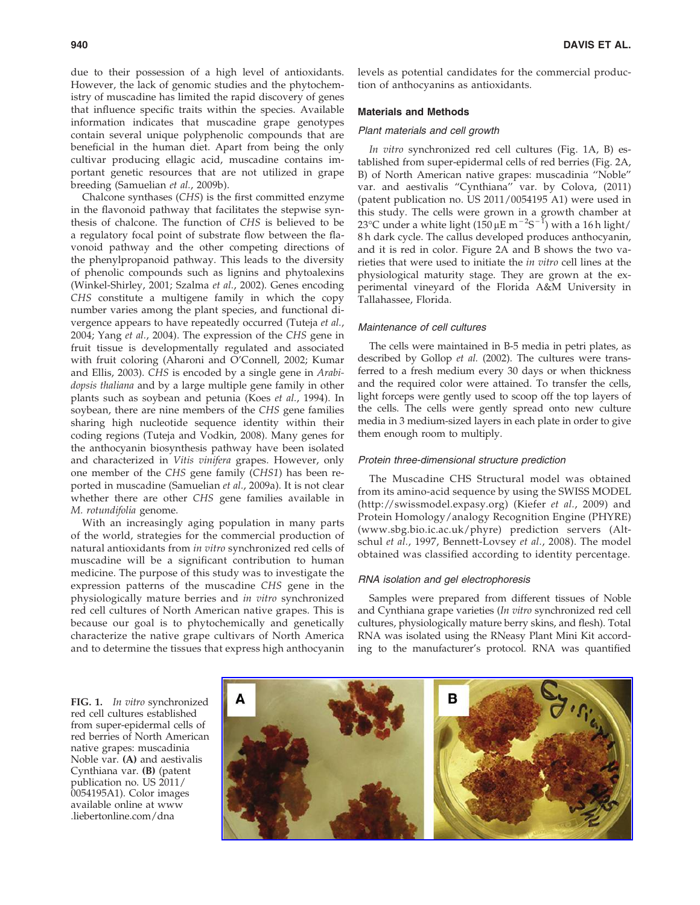due to their possession of a high level of antioxidants. However, the lack of genomic studies and the phytochemistry of muscadine has limited the rapid discovery of genes that influence specific traits within the species. Available information indicates that muscadine grape genotypes contain several unique polyphenolic compounds that are beneficial in the human diet. Apart from being the only cultivar producing ellagic acid, muscadine contains important genetic resources that are not utilized in grape breeding (Samuelian *et al.*, 2009b).

Chalcone synthases (*CHS*) is the first committed enzyme in the flavonoid pathway that facilitates the stepwise synthesis of chalcone. The function of *CHS* is believed to be a regulatory focal point of substrate flow between the flavonoid pathway and the other competing directions of the phenylpropanoid pathway. This leads to the diversity of phenolic compounds such as lignins and phytoalexins (Winkel-Shirley, 2001; Szalma *et al.*, 2002). Genes encoding *CHS* constitute a multigene family in which the copy number varies among the plant species, and functional divergence appears to have repeatedly occurred (Tuteja *et al.*, 2004; Yang *et al.*, 2004). The expression of the *CHS* gene in fruit tissue is developmentally regulated and associated with fruit coloring (Aharoni and O'Connell, 2002; Kumar and Ellis, 2003). *CHS* is encoded by a single gene in *Arabidopsis thaliana* and by a large multiple gene family in other plants such as soybean and petunia (Koes *et al.*, 1994). In soybean, there are nine members of the *CHS* gene families sharing high nucleotide sequence identity within their coding regions (Tuteja and Vodkin, 2008). Many genes for the anthocyanin biosynthesis pathway have been isolated and characterized in *Vitis vinifera* grapes. However, only one member of the *CHS* gene family (*CHS1*) has been reported in muscadine (Samuelian *et al.*, 2009a). It is not clear whether there are other *CHS* gene families available in *M. rotundifolia* genome.

With an increasingly aging population in many parts of the world, strategies for the commercial production of natural antioxidants from *in vitro* synchronized red cells of muscadine will be a significant contribution to human medicine. The purpose of this study was to investigate the expression patterns of the muscadine *CHS* gene in the physiologically mature berries and *in vitro* synchronized red cell cultures of North American native grapes. This is because our goal is to phytochemically and genetically characterize the native grape cultivars of North America and to determine the tissues that express high anthocyanin levels as potential candidates for the commercial production of anthocyanins as antioxidants.

## Materials and Methods

### Plant materials and cell growth

*In vitro* synchronized red cell cultures (Fig. 1A, B) established from super-epidermal cells of red berries (Fig. 2A, B) of North American native grapes: muscadinia "Noble" var. and aestivalis "Cynthiana" var. by Colova, (2011) (patent publication no. US 2011/0054195 A1) were used in this study. The cells were grown in a growth chamber at 23°C under a white light (150 μE $m^{-2}S^{-1}$) with a 16 h light/8 h dark cycle. The callus developed produces anthocyanin, and it is red in color. Figure 2A and B shows the two varieties that were used to initiate the *in vitro* cell lines at the physiological maturity stage. They are grown at the experimental vineyard of the Florida A&M University in Tallahassee, Florida.

### Maintenance of cell cultures

The cells were maintained in B-5 media in petri plates, as described by Gollop *et al.* (2002). The cultures were transferred to a fresh medium every 30 days or when thickness and the required color were attained. To transfer the cells, light forceps were gently used to scoop off the top layers of the cells. The cells were gently spread onto new culture media in 3 medium-sized layers in each plate in order to give them enough room to multiply.

### Protein three-dimensional structure prediction

The Muscadine CHS Structural model was obtained from its amino-acid sequence by using the SWISS MODEL (http://swissmodel.expasy.org) (Kiefer *et al.*, 2009) and Protein Homology/analogy Recognition Engine (PHYRE) (www.sbg.bio.ic.ac.uk/phyre) prediction servers (Altschul *et al.*, 1997, Bennett-Lovsey *et al.*, 2008). The model obtained was classified according to identity percentage.

### RNA isolation and gel electrophoresis

Samples were prepared from different tissues of Noble and Cynthiana grape varieties (*In vitro* synchronized red cell cultures, physiologically mature berry skins, and flesh). Total RNA was isolated using the RNeasy Plant Mini Kit according to the manufacturer's protocol. RNA was quantified

**FIG. 1.** *In vitro* synchronized red cell cultures established from super-epidermal cells of red berries of North American native grapes: muscadinia Noble var. **(A)** and aestivalis Cynthiana var. **(B)** (patent publication no. US 2011/0054195A1). Color images available online at www.liebertonline.com/dna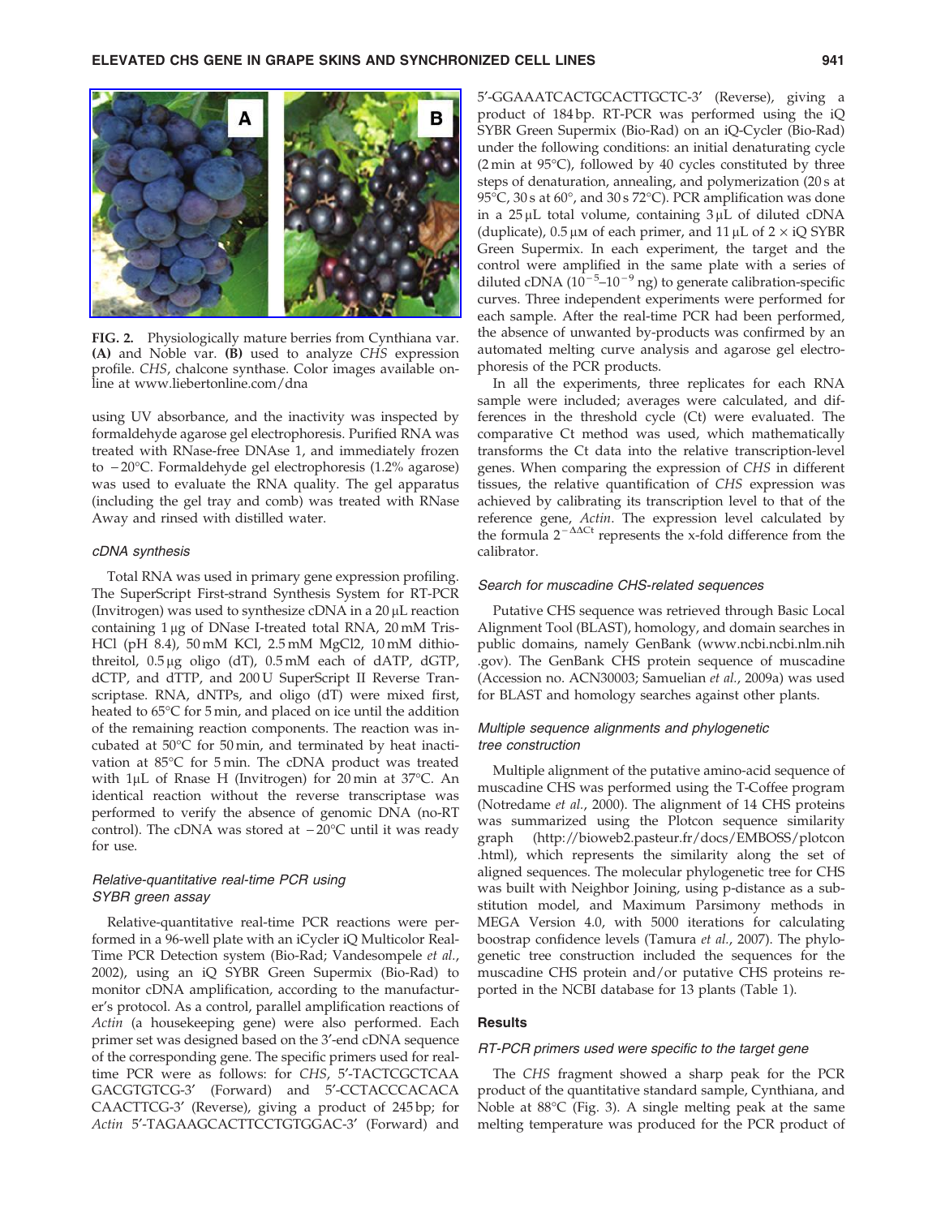FIG. 2. Physiologically mature berries from Cynthiana var. **(A)** and Noble var. **(B)** used to analyze *CHS* expression profile. *CHS*, chalcone synthase. Color images available online at www.liebertonline.com/dna

using UV absorbance, and the inactivity was inspected by formaldehyde agarose gel electrophoresis. Purified RNA was treated with RNase-free DNAse 1, and immediately frozen to −20°C. Formaldehyde gel electrophoresis (1.2% agarose) was used to evaluate the RNA quality. The gel apparatus (including the gel tray and comb) was treated with RNase Away and rinsed with distilled water.

### cDNA synthesis

Total RNA was used in primary gene expression profiling. The SuperScript First-strand Synthesis System for RT-PCR (Invitrogen) was used to synthesize cDNA in a 20 μL reaction containing 1 μg of DNase I-treated total RNA, 20 mM Tris-HCl (pH 8.4), 50 mM KCl, 2.5 mM MgCl2, 10 mM dithiothreitol, 0.5 μg oligo (dT), 0.5 mM each of dATP, dGTP, dCTP, and dTTP, and 200 U SuperScript II Reverse Transcriptase. RNA, dNTPs, and oligo (dT) were mixed first, heated to 65°C for 5 min, and placed on ice until the addition of the remaining reaction components. The reaction was incubated at 50°C for 50 min, and terminated by heat inactivation at 85°C for 5 min. The cDNA product was treated with 1μL of Rnase H (Invitrogen) for 20 min at 37°C. An identical reaction without the reverse transcriptase was performed to verify the absence of genomic DNA (no-RT control). The cDNA was stored at −20°C until it was ready for use.

### Relative-quantitative real-time PCR using SYBR green assay

Relative-quantitative real-time PCR reactions were performed in a 96-well plate with an iCycler iQ Multicolor Real-Time PCR Detection system (Bio-Rad; Vandesompele *et al.*, 2002), using an iQ SYBR Green Supermix (Bio-Rad) to monitor cDNA amplification, according to the manufacturer's protocol. As a control, parallel amplification reactions of *Actin* (a housekeeping gene) were also performed. Each primer set was designed based on the 3′-end cDNA sequence of the corresponding gene. The specific primers used for real-time PCR were as follows: for *CHS*, 5′-TACTCGCTCAA GACGTGTCG-3′ (Forward) and 5′-CCTACCCACACA CAACTTCG-3′ (Reverse), giving a product of 245 bp; for *Actin* 5′-TAGAAGCACTTCCTGTGGAC-3′ (Forward) and 5′-GGAAATCACTGCACTTGCTC-3′ (Reverse), giving a product of 184 bp. RT-PCR was performed using the iQ SYBR Green Supermix (Bio-Rad) on an iQ-Cycler (Bio-Rad) under the following conditions: an initial denaturating cycle (2 min at 95°C), followed by 40 cycles constituted by three steps of denaturation, annealing, and polymerization (20 s at 95°C, 30 s at 60°, and 30 s 72°C). PCR amplification was done in a 25 μL total volume, containing 3 μL of diluted cDNA (duplicate), 0.5 μM of each primer, and 11 μL of 2 × iQ SYBR Green Supermix. In each experiment, the target and the control were amplified in the same plate with a series of diluted cDNA ($10^{-5}$–$10^{-9}$ ng) to generate calibration-specific curves. Three independent experiments were performed for each sample. After the real-time PCR had been performed, the absence of unwanted by-products was confirmed by an automated melting curve analysis and agarose gel electrophoresis of the PCR products.

In all the experiments, three replicates for each RNA sample were included; averages were calculated, and differences in the threshold cycle (Ct) were evaluated. The comparative Ct method was used, which mathematically transforms the Ct data into the relative transcription-level genes. When comparing the expression of *CHS* in different tissues, the relative quantification of *CHS* expression was achieved by calibrating its transcription level to that of the reference gene, *Actin*. The expression level calculated by the formula $2^{-\Delta\Delta Ct}$ represents the x-fold difference from the calibrator.

### Search for muscadine CHS-related sequences

Putative CHS sequence was retrieved through Basic Local Alignment Tool (BLAST), homology, and domain searches in public domains, namely GenBank (www.ncbi.ncbi.nlm.nih .gov). The GenBank CHS protein sequence of muscadine (Accession no. ACN30003; Samuelian *et al.*, 2009a) was used for BLAST and homology searches against other plants.

### Multiple sequence alignments and phylogenetic tree construction

Multiple alignment of the putative amino-acid sequence of muscadine CHS was performed using the T-Coffee program (Notredame *et al.*, 2000). The alignment of 14 CHS proteins was summarized using the Plotcon sequence similarity graph (http://bioweb2.pasteur.fr/docs/EMBOSS/plotcon .html), which represents the similarity along the set of aligned sequences. The molecular phylogenetic tree for CHS was built with Neighbor Joining, using p-distance as a substitution model, and Maximum Parsimony methods in MEGA Version 4.0, with 5000 iterations for calculating boostrap confidence levels (Tamura *et al.*, 2007). The phylogenetic tree construction included the sequences for the muscadine CHS protein and/or putative CHS proteins reported in the NCBI database for 13 plants (Table 1).

## Results

### RT-PCR primers used were specific to the target gene

The *CHS* fragment showed a sharp peak for the PCR product of the quantitative standard sample, Cynthiana, and Noble at 88°C (Fig. 3). A single melting peak at the same melting temperature was produced for the PCR product of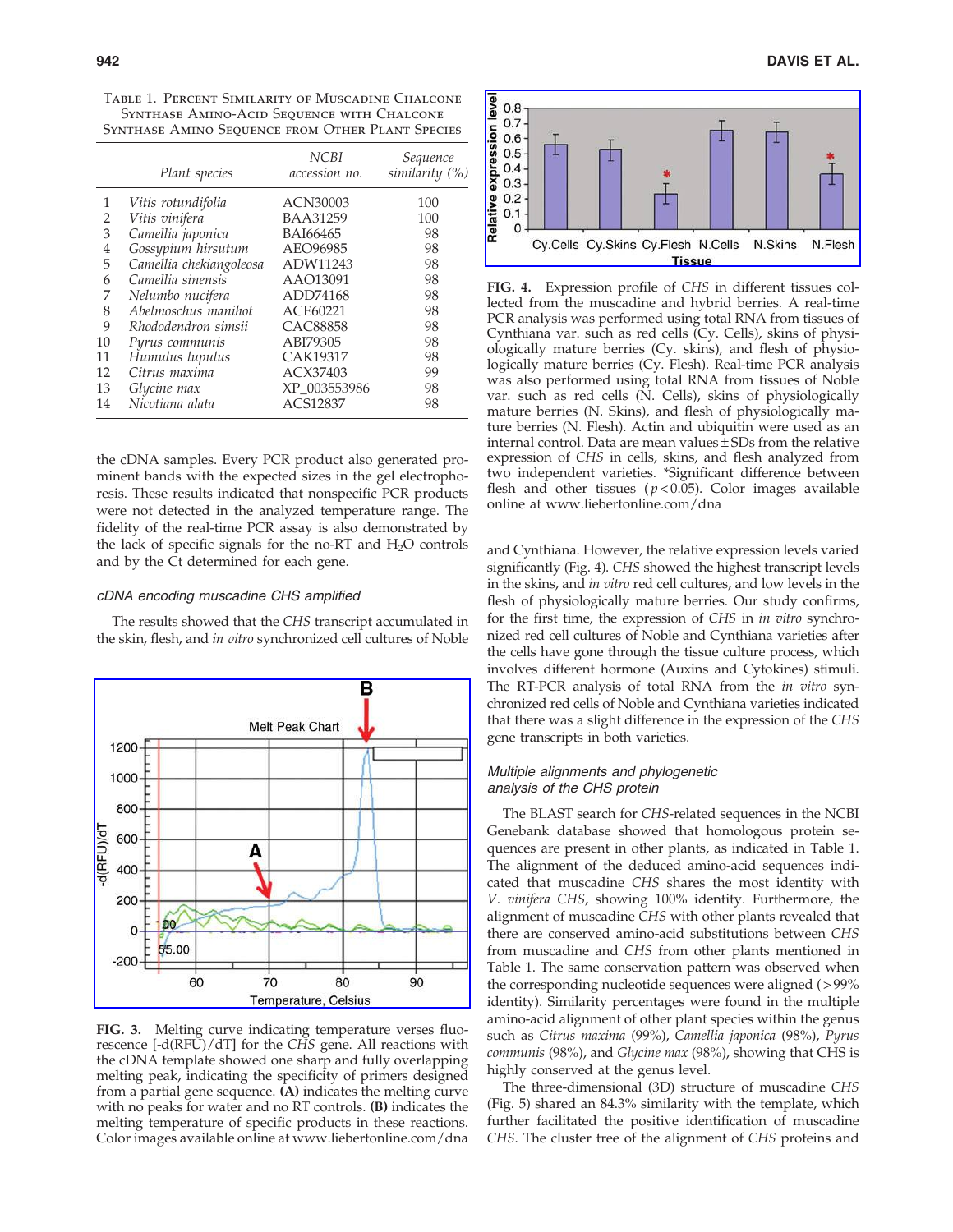TABLE 1. PERCENT SIMILARITY OF MUSCADINE CHALCONE SYNTHASE AMINO-ACID SEQUENCE WITH CHALCONE SYNTHASE AMINO SEQUENCE FROM OTHER PLANT SPECIES

| | Plant species | NCBI accession no. | Sequence similarity (%) |
|---|---|---|---|
| 1 | *Vitis rotundifolia* | ACN30003 | 100 |
| 2 | *Vitis vinifera* | BAA31259 | 100 |
| 3 | *Camellia japonica* | BAI66465 | 98 |
| 4 | *Gossypium hirsutum* | AEO96985 | 98 |
| 5 | *Camellia chekiangoleosa* | ADW11243 | 98 |
| 6 | *Camellia sinensis* | AAO13091 | 98 |
| 7 | *Nelumbo nucifera* | ADD74168 | 98 |
| 8 | *Abelmoschus manihot* | ACE60221 | 98 |
| 9 | *Rhododendron simsii* | CAC88858 | 98 |
| 10 | *Pyrus communis* | ABI79305 | 98 |
| 11 | *Humulus lupulus* | CAK19317 | 98 |
| 12 | *Citrus maxima* | ACX37403 | 99 |
| 13 | *Glycine max* | XP_003553986 | 98 |
| 14 | *Nicotiana alata* | ACS12837 | 98 |

the cDNA samples. Every PCR product also generated prominent bands with the expected sizes in the gel electrophoresis. These results indicated that nonspecific PCR products were not detected in the analyzed temperature range. The fidelity of the real-time PCR assay is also demonstrated by the lack of specific signals for the no-RT and $H_2O$ controls and by the Ct determined for each gene.

### *cDNA encoding muscadine CHS amplified*

The results showed that the *CHS* transcript accumulated in the skin, flesh, and *in vitro* synchronized cell cultures of Noble and Cynthiana. However, the relative expression levels varied significantly (Fig. 4). *CHS* showed the highest transcript levels in the skins, and *in vitro* red cell cultures, and low levels in the flesh of physiologically mature berries. Our study confirms, for the first time, the expression of *CHS* in *in vitro* synchronized red cell cultures of Noble and Cynthiana varieties after the cells have gone through the tissue culture process, which involves different hormone (Auxins and Cytokines) stimuli. The RT-PCR analysis of total RNA from the *in vitro* synchronized red cells of Noble and Cynthiana varieties indicated that there was a slight difference in the expression of the *CHS* gene transcripts in both varieties.

Melt Peak Chart

-d(RFU)/dT

Temperature, Celsius

A

B

**FIG. 3.** Melting curve indicating temperature verses fluorescence [-d(RFU)/dT] for the *CHS* gene. All reactions with the cDNA template showed one sharp and fully overlapping melting peak, indicating the specificity of primers designed from a partial gene sequence. **(A)** indicates the melting curve with no peaks for water and no RT controls. **(B)** indicates the melting temperature of specific products in these reactions. Color images available online at www.liebertonline.com/dna

Relative expression level

Cy.Cells Cy.Skins Cy.Flesh N.Cells N.Skins N.Flesh

Tissue

**FIG. 4.** Expression profile of *CHS* in different tissues collected from the muscadine and hybrid berries. A real-time PCR analysis was performed using total RNA from tissues of Cynthiana var. such as red cells (Cy. Cells), skins of physiologically mature berries (Cy. skins), and flesh of physiologically mature berries (Cy. Flesh). Real-time PCR analysis was also performed using total RNA from tissues of Noble var. such as red cells (N. Cells), skins of physiologically mature berries (N. Skins), and flesh of physiologically mature berries (N. Flesh). Actin and ubiquitin were used as an internal control. Data are mean values ± SDs from the relative expression of *CHS* in cells, skins, and flesh analyzed from two independent varieties. *Significant difference between flesh and other tissues ($p < 0.05$). Color images available online at www.liebertonline.com/dna

### *Multiple alignments and phylogenetic analysis of the CHS protein*

The BLAST search for *CHS*-related sequences in the NCBI Genebank database showed that homologous protein sequences are present in other plants, as indicated in Table 1. The alignment of the deduced amino-acid sequences indicated that muscadine *CHS* shares the most identity with *V. vinifera CHS*, showing 100% identity. Furthermore, the alignment of muscadine *CHS* with other plants revealed that there are conserved amino-acid substitutions between *CHS* from muscadine and *CHS* from other plants mentioned in Table 1. The same conservation pattern was observed when the corresponding nucleotide sequences were aligned (>99% identity). Similarity percentages were found in the multiple amino-acid alignment of other plant species within the genus such as *Citrus maxima* (99%), *Camellia japonica* (98%), *Pyrus communis* (98%), and *Glycine max* (98%), showing that CHS is highly conserved at the genus level.

The three-dimensional (3D) structure of muscadine *CHS* (Fig. 5) shared an 84.3% similarity with the template, which further facilitated the positive identification of muscadine *CHS*. The cluster tree of the alignment of *CHS* proteins and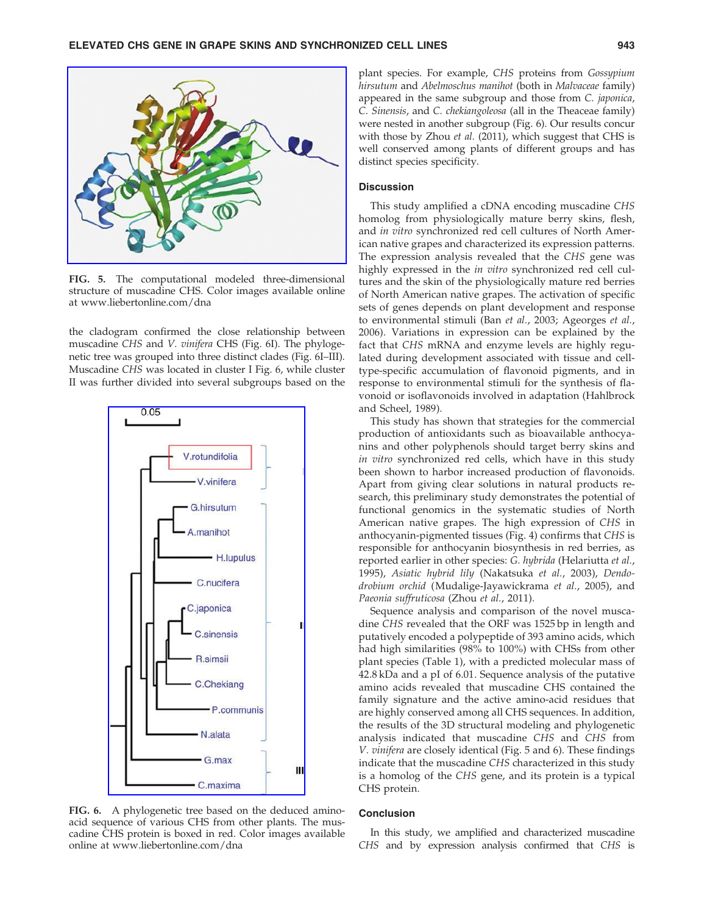FIG. 5. The computational modeled three-dimensional structure of muscadine CHS. Color images available online at www.liebertonline.com/dna

the cladogram confirmed the close relationship between muscadine *CHS* and *V. vinifera* CHS (Fig. 6I). The phylogenetic tree was grouped into three distinct clades (Fig. 6I–III). Muscadine *CHS* was located in cluster I Fig. 6, while cluster II was further divided into several subgroups based on the

0.05

V.rotundifolia

V.vinifera

G.hirsutum

A.manihot

H.lupulus

C.nucifera

C.japonica

C.sinensis

R.simsii

C.Chekiang

P.communis

N.alata

G.max

C.maxima

I

III

FIG. 6. A phylogenetic tree based on the deduced amino-acid sequence of various CHS from other plants. The muscadine CHS protein is boxed in red. Color images available online at www.liebertonline.com/dna

plant species. For example, *CHS* proteins from *Gossypium hirsutum* and *Abelmoschus manihot* (both in *Malvaceae* family) appeared in the same subgroup and those from *C. japonica*, *C. Sinensis*, and *C. chekiangoleosa* (all in the Theaceae family) were nested in another subgroup (Fig. 6). Our results concur with those by Zhou *et al.* (2011), which suggest that CHS is well conserved among plants of different groups and has distinct species specificity.

## Discussion

This study amplified a cDNA encoding muscadine *CHS* homolog from physiologically mature berry skins, flesh, and *in vitro* synchronized red cell cultures of North American native grapes and characterized its expression patterns. The expression analysis revealed that the *CHS* gene was highly expressed in the *in vitro* synchronized red cell cultures and the skin of the physiologically mature red berries of North American native grapes. The activation of specific sets of genes depends on plant development and response to environmental stimuli (Ban *et al.*, 2003; Ageorges *et al.*, 2006). Variations in expression can be explained by the fact that *CHS* mRNA and enzyme levels are highly regulated during development associated with tissue and cell-type-specific accumulation of flavonoid pigments, and in response to environmental stimuli for the synthesis of flavonoid or isoflavonoids involved in adaptation (Hahlbrock and Scheel, 1989).

This study has shown that strategies for the commercial production of antioxidants such as bioavailable anthocyanins and other polyphenols should target berry skins and *in vitro* synchronized red cells, which have in this study been shown to harbor increased production of flavonoids. Apart from giving clear solutions in natural products research, this preliminary study demonstrates the potential of functional genomics in the systematic studies of North American native grapes. The high expression of *CHS* in anthocyanin-pigmented tissues (Fig. 4) confirms that *CHS* is responsible for anthocyanin biosynthesis in red berries, as reported earlier in other species: *G. hybrida* (Helariutta *et al.*, 1995), *Asiatic hybrid lily* (Nakatsuka *et al.*, 2003), *Dendrobium orchid* (Mudalige-Jayawickrama *et al.*, 2005), and *Paeonia suffruticosa* (Zhou *et al.*, 2011).

Sequence analysis and comparison of the novel muscadine *CHS* revealed that the ORF was 1525 bp in length and putatively encoded a polypeptide of 393 amino acids, which had high similarities (98% to 100%) with CHSs from other plant species (Table 1), with a predicted molecular mass of 42.8 kDa and a pI of 6.01. Sequence analysis of the putative amino acids revealed that muscadine CHS contained the family signature and the active amino-acid residues that are highly conserved among all CHS sequences. In addition, the results of the 3D structural modeling and phylogenetic analysis indicated that muscadine *CHS* and *CHS* from *V. vinifera* are closely identical (Fig. 5 and 6). These findings indicate that the muscadine *CHS* characterized in this study is a homolog of the *CHS* gene, and its protein is a typical CHS protein.

## Conclusion

In this study, we amplified and characterized muscadine *CHS* and by expression analysis confirmed that *CHS* is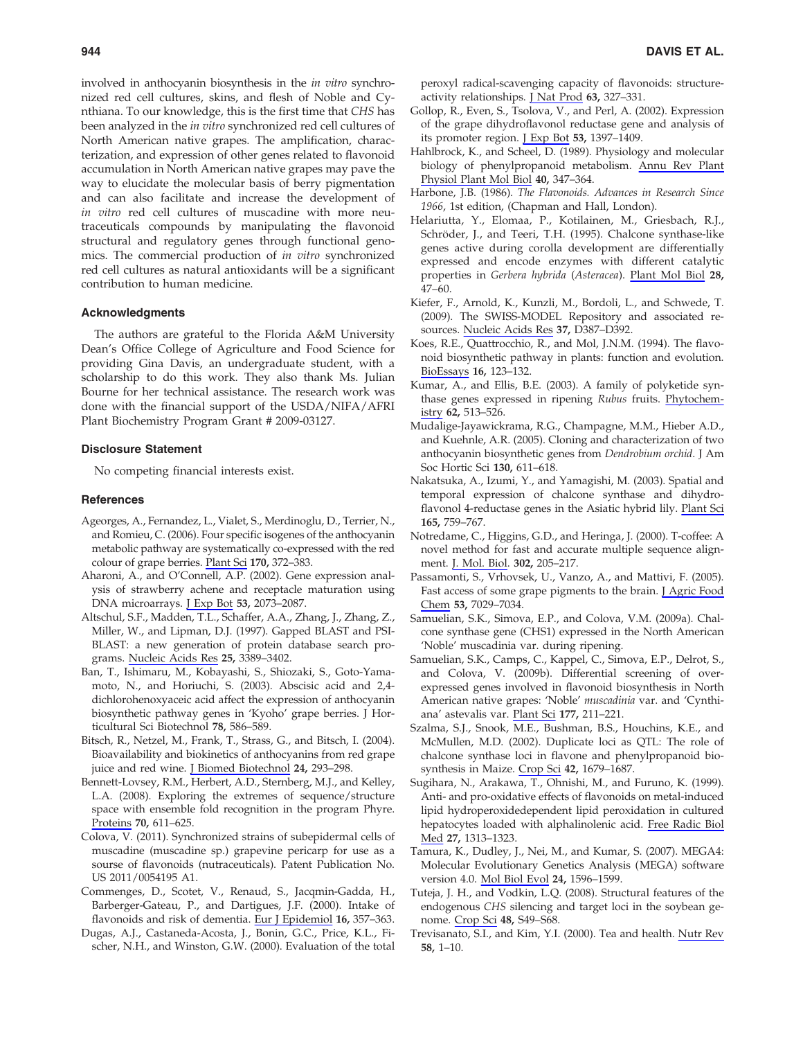involved in anthocyanin biosynthesis in the *in vitro* synchronized red cell cultures, skins, and flesh of Noble and Cynthiana. To our knowledge, this is the first time that *CHS* has been analyzed in the *in vitro* synchronized red cell cultures of North American native grapes. The amplification, characterization, and expression of other genes related to flavonoid accumulation in North American native grapes may pave the way to elucidate the molecular basis of berry pigmentation and can also facilitate and increase the development of *in vitro* red cell cultures of muscadine with more neutraceuticals compounds by manipulating the flavonoid structural and regulatory genes through functional genomics. The commercial production of *in vitro* synchronized red cell cultures as natural antioxidants will be a significant contribution to human medicine.

## Acknowledgments

The authors are grateful to the Florida A&M University Dean's Office College of Agriculture and Food Science for providing Gina Davis, an undergraduate student, with a scholarship to do this work. They also thank Ms. Julian Bourne for her technical assistance. The research work was done with the financial support of the USDA/NIFA/AFRI Plant Biochemistry Program Grant # 2009-03127.

## Disclosure Statement

No competing financial interests exist.

## References

Ageorges, A., Fernandez, L., Vialet, S., Merdinoglu, D., Terrier, N., and Romieu, C. (2006). Four specific isogenes of the anthocyanin metabolic pathway are systematically co-expressed with the red colour of grape berries. Plant Sci **170,** 372–383.

Aharoni, A., and O'Connell, A.P. (2002). Gene expression analysis of strawberry achene and receptacle maturation using DNA microarrays. J Exp Bot **53,** 2073–2087.

Altschul, S.F., Madden, T.L., Schaffer, A.A., Zhang, J., Zhang, Z., Miller, W., and Lipman, D.J. (1997). Gapped BLAST and PSI-BLAST: a new generation of protein database search programs. Nucleic Acids Res **25,** 3389–3402.

Ban, T., Ishimaru, M., Kobayashi, S., Shiozaki, S., Goto-Yamamoto, N., and Horiuchi, S. (2003). Abscisic acid and 2,4-dichlorohenoxyaceic acid affect the expression of anthocyanin biosynthetic pathway genes in 'Kyoho' grape berries. J Horticultural Sci Biotechnol **78,** 586–589.

Bitsch, R., Netzel, M., Frank, T., Strass, G., and Bitsch, I. (2004). Bioavailability and biokinetics of anthocyanins from red grape juice and red wine. J Biomed Biotechnol **24,** 293–298.

Bennett-Lovsey, R.M., Herbert, A.D., Sternberg, M.J., and Kelley, L.A. (2008). Exploring the extremes of sequence/structure space with ensemble fold recognition in the program Phyre. Proteins **70,** 611–625.

Colova, V. (2011). Synchronized strains of subepidermal cells of muscadine (muscadine sp.) grapevine pericarp for use as a sourse of flavonoids (nutraceuticals). Patent Publication No. US 2011/0054195 A1.

Commenges, D., Scotet, V., Renaud, S., Jacqmin-Gadda, H., Barberger-Gateau, P., and Dartigues, J.F. (2000). Intake of flavonoids and risk of dementia. Eur J Epidemiol **16,** 357–363.

Dugas, A.J., Castaneda-Acosta, J., Bonin, G.C., Price, K.L., Fischer, N.H., and Winston, G.W. (2000). Evaluation of the total peroxyl radical-scavenging capacity of flavonoids: structure-activity relationships. J Nat Prod **63,** 327–331.

Gollop, R., Even, S., Tsolova, V., and Perl, A. (2002). Expression of the grape dihydroflavonol reductase gene and analysis of its promoter region. J Exp Bot **53,** 1397–1409.

Hahlbrock, K., and Scheel, D. (1989). Physiology and molecular biology of phenylpropanoid metabolism. Annu Rev Plant Physiol Plant Mol Biol **40,** 347–364.

Harbone, J.B. (1986). *The Flavonoids. Advances in Research Since 1966*, 1st edition, (Chapman and Hall, London).

Helariutta, Y., Elomaa, P., Kotilainen, M., Griesbach, R.J., Schröder, J., and Teeri, T.H. (1995). Chalcone synthase-like genes active during corolla development are differentially expressed and encode enzymes with different catalytic properties in *Gerbera hybrida* (*Asteracea*). Plant Mol Biol **28,** 47–60.

Kiefer, F., Arnold, K., Kunzli, M., Bordoli, L., and Schwede, T. (2009). The SWISS-MODEL Repository and associated resources. Nucleic Acids Res **37,** D387–D392.

Koes, R.E., Quattrocchio, R., and Mol, J.N.M. (1994). The flavonoid biosynthetic pathway in plants: function and evolution. BioEssays **16,** 123–132.

Kumar, A., and Ellis, B.E. (2003). A family of polyketide synthase genes expressed in ripening *Rubus* fruits. Phytochemistry **62,** 513–526.

Mudalige-Jayawickrama, R.G., Champagne, M.M., Hieber A.D., and Kuehnle, A.R. (2005). Cloning and characterization of two anthocyanin biosynthetic genes from *Dendrobium orchid*. J Am Soc Hortic Sci **130,** 611–618.

Nakatsuka, A., Izumi, Y., and Yamagishi, M. (2003). Spatial and temporal expression of chalcone synthase and dihydroflavonol 4-reductase genes in the Asiatic hybrid lily. Plant Sci **165,** 759–767.

Notredame, C., Higgins, G.D., and Heringa, J. (2000). T-coffee: A novel method for fast and accurate multiple sequence alignment. J. Mol. Biol. **302,** 205–217.

Passamonti, S., Vrhovsek, U., Vanzo, A., and Mattivi, F. (2005). Fast access of some grape pigments to the brain. J Agric Food Chem **53,** 7029–7034.

Samuelian, S.K., Simova, E.P., and Colova, V.M. (2009a). Chalcone synthase gene (CHS1) expressed in the North American 'Noble' muscadinia var. during ripening.

Samuelian, S.K., Camps, C., Kappel, C., Simova, E.P., Delrot, S., and Colova, V. (2009b). Differential screening of overexpressed genes involved in flavonoid biosynthesis in North American native grapes: 'Noble' *muscadinia* var. and 'Cynthiana' astevalis var. Plant Sci **177,** 211–221.

Szalma, S.J., Snook, M.E., Bushman, B.S., Houchins, K.E., and McMullen, M.D. (2002). Duplicate loci as QTL: The role of chalcone synthase loci in flavone and phenylpropanoid biosynthesis in Maize. Crop Sci **42,** 1679–1687.

Sugihara, N., Arakawa, T., Ohnishi, M., and Furuno, K. (1999). Anti- and pro-oxidative effects of flavonoids on metal-induced lipid hydroperoxidedependent lipid peroxidation in cultured hepatocytes loaded with alphalinolenic acid. Free Radic Biol Med **27,** 1313–1323.

Tamura, K., Dudley, J., Nei, M., and Kumar, S. (2007). MEGA4: Molecular Evolutionary Genetics Analysis (MEGA) software version 4.0. Mol Biol Evol **24,** 1596–1599.

Tuteja, J. H., and Vodkin, L.Q. (2008). Structural features of the endogenous *CHS* silencing and target loci in the soybean genome. Crop Sci **48,** S49–S68.

Trevisanato, S.I., and Kim, Y.I. (2000). Tea and health. Nutr Rev **58,** 1–10.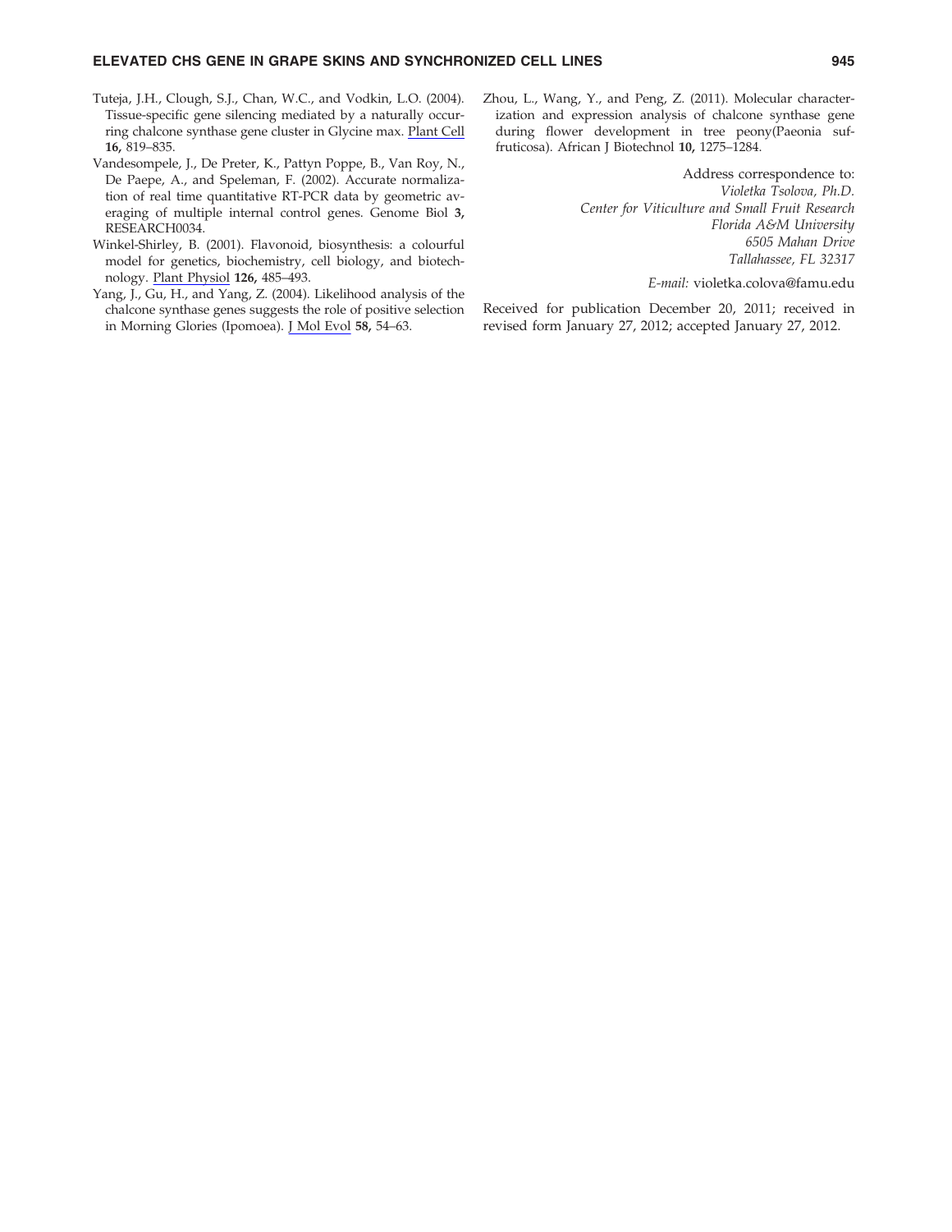Tuteja, J.H., Clough, S.J., Chan, W.C., and Vodkin, L.O. (2004). Tissue-specific gene silencing mediated by a naturally occurring chalcone synthase gene cluster in Glycine max. Plant Cell **16,** 819–835.

Vandesompele, J., De Preter, K., Pattyn Poppe, B., Van Roy, N., De Paepe, A., and Speleman, F. (2002). Accurate normalization of real time quantitative RT-PCR data by geometric averaging of multiple internal control genes. Genome Biol **3,** RESEARCH0034.

Winkel-Shirley, B. (2001). Flavonoid, biosynthesis: a colourful model for genetics, biochemistry, cell biology, and biotechnology. Plant Physiol **126,** 485–493.

Yang, J., Gu, H., and Yang, Z. (2004). Likelihood analysis of the chalcone synthase genes suggests the role of positive selection in Morning Glories (Ipomoea). J Mol Evol **58,** 54–63.

Zhou, L., Wang, Y., and Peng, Z. (2011). Molecular characterization and expression analysis of chalcone synthase gene during flower development in tree peony(Paeonia suffruticosa). African J Biotechnol **10,** 1275–1284.

Address correspondence to:
*Violetka Tsolova, Ph.D.*
*Center for Viticulture and Small Fruit Research*
*Florida A&M University*
*6505 Mahan Drive*
*Tallahassee, FL 32317*

*E-mail:* violetka.colova@famu.edu

Received for publication December 20, 2011; received in revised form January 27, 2012; accepted January 27, 2012.